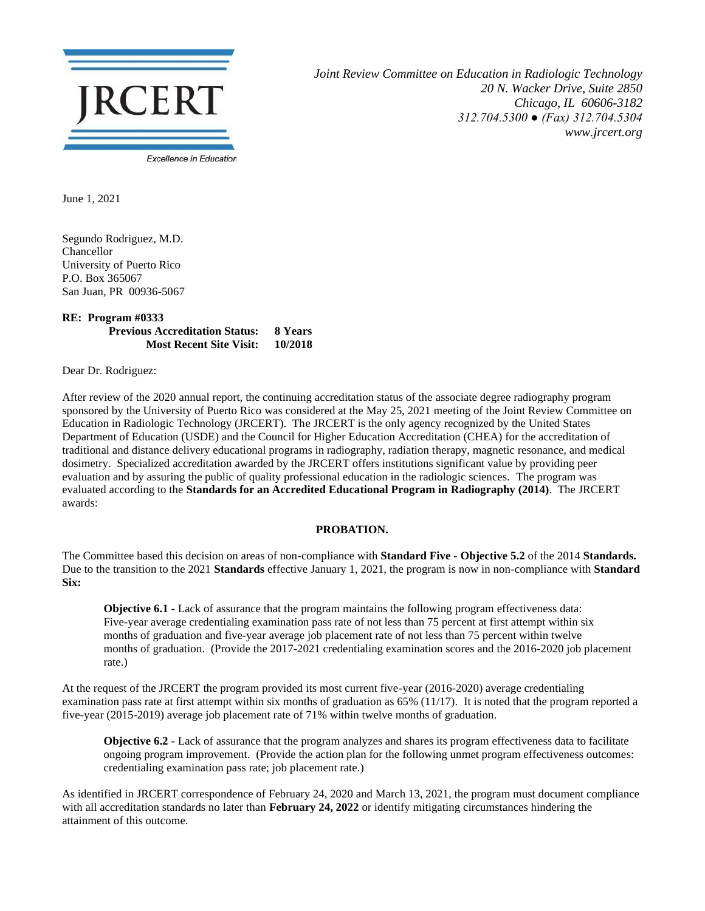JRCERT

Excellence in Education

*Joint Review Committee on Education in Radiologic Technology*
*20 N. Wacker Drive, Suite 2850*
*Chicago, IL 60606-3182*
*312.704.5300 ● (Fax) 312.704.5304*
*www.jrcert.org*

June 1, 2021

Segundo Rodriguez, M.D.
Chancellor
University of Puerto Rico
P.O. Box 365067
San Juan, PR 00936-5067

**RE: Program #0333**
**Previous Accreditation Status: 8 Years**
**Most Recent Site Visit: 10/2018**

Dear Dr. Rodriguez:

After review of the 2020 annual report, the continuing accreditation status of the associate degree radiography program sponsored by the University of Puerto Rico was considered at the May 25, 2021 meeting of the Joint Review Committee on Education in Radiologic Technology (JRCERT). The JRCERT is the only agency recognized by the United States Department of Education (USDE) and the Council for Higher Education Accreditation (CHEA) for the accreditation of traditional and distance delivery educational programs in radiography, radiation therapy, magnetic resonance, and medical dosimetry. Specialized accreditation awarded by the JRCERT offers institutions significant value by providing peer evaluation and by assuring the public of quality professional education in the radiologic sciences. The program was evaluated according to the **Standards for an Accredited Educational Program in Radiography (2014)**. The JRCERT awards:

**PROBATION.**

The Committee based this decision on areas of non-compliance with **Standard Five - Objective 5.2** of the 2014 **Standards.** Due to the transition to the 2021 **Standards** effective January 1, 2021, the program is now in non-compliance with **Standard Six:**

> **Objective 6.1 -** Lack of assurance that the program maintains the following program effectiveness data: Five-year average credentialing examination pass rate of not less than 75 percent at first attempt within six months of graduation and five-year average job placement rate of not less than 75 percent within twelve months of graduation. (Provide the 2017-2021 credentialing examination scores and the 2016-2020 job placement rate.)

At the request of the JRCERT the program provided its most current five-year (2016-2020) average credentialing examination pass rate at first attempt within six months of graduation as 65% (11/17). It is noted that the program reported a five-year (2015-2019) average job placement rate of 71% within twelve months of graduation.

> **Objective 6.2 -** Lack of assurance that the program analyzes and shares its program effectiveness data to facilitate ongoing program improvement. (Provide the action plan for the following unmet program effectiveness outcomes: credentialing examination pass rate; job placement rate.)

As identified in JRCERT correspondence of February 24, 2020 and March 13, 2021, the program must document compliance with all accreditation standards no later than **February 24, 2022** or identify mitigating circumstances hindering the attainment of this outcome.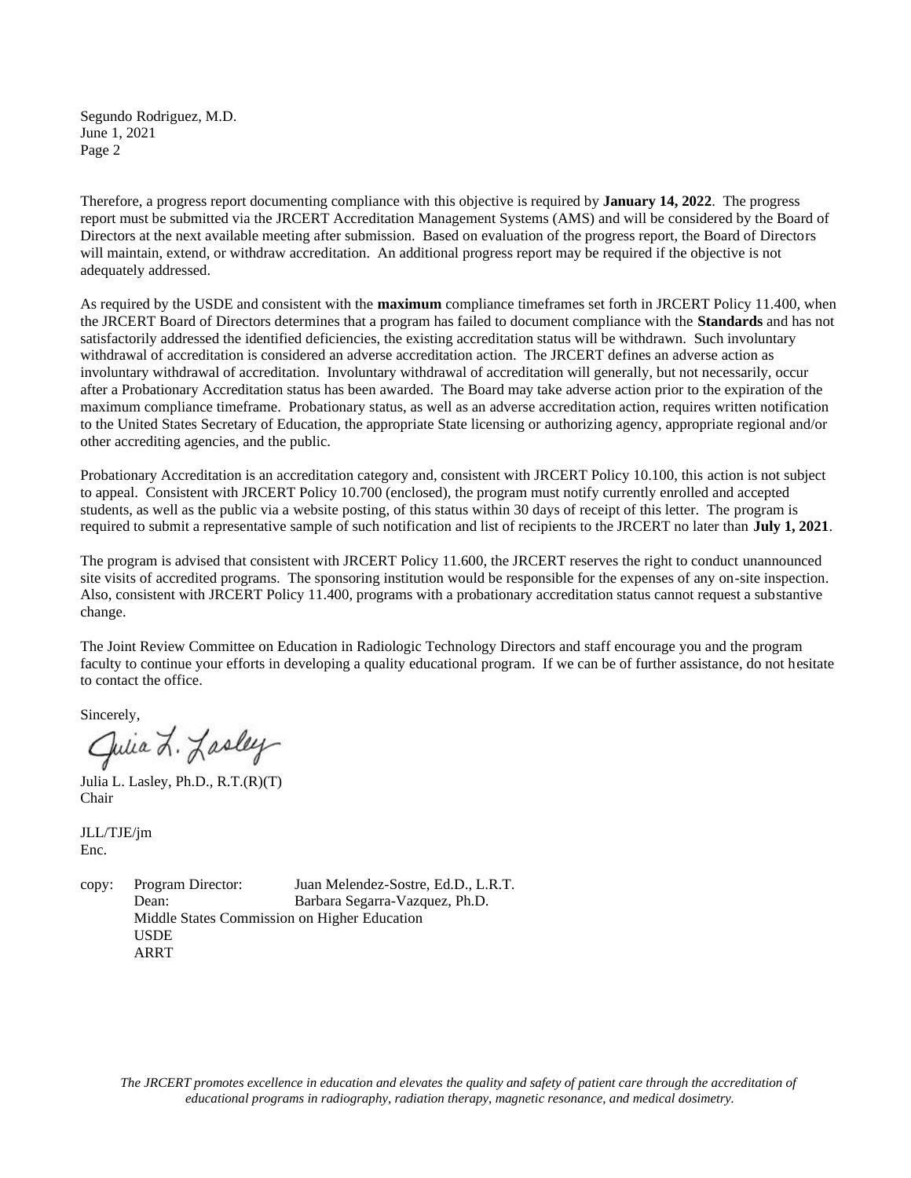Therefore, a progress report documenting compliance with this objective is required by **January 14, 2022**. The progress report must be submitted via the JRCERT Accreditation Management Systems (AMS) and will be considered by the Board of Directors at the next available meeting after submission. Based on evaluation of the progress report, the Board of Directors will maintain, extend, or withdraw accreditation. An additional progress report may be required if the objective is not adequately addressed.

As required by the USDE and consistent with the **maximum** compliance timeframes set forth in JRCERT Policy 11.400, when the JRCERT Board of Directors determines that a program has failed to document compliance with the **Standards** and has not satisfactorily addressed the identified deficiencies, the existing accreditation status will be withdrawn. Such involuntary withdrawal of accreditation is considered an adverse accreditation action. The JRCERT defines an adverse action as involuntary withdrawal of accreditation. Involuntary withdrawal of accreditation will generally, but not necessarily, occur after a Probationary Accreditation status has been awarded. The Board may take adverse action prior to the expiration of the maximum compliance timeframe. Probationary status, as well as an adverse accreditation action, requires written notification to the United States Secretary of Education, the appropriate State licensing or authorizing agency, appropriate regional and/or other accrediting agencies, and the public.

Probationary Accreditation is an accreditation category and, consistent with JRCERT Policy 10.100, this action is not subject to appeal. Consistent with JRCERT Policy 10.700 (enclosed), the program must notify currently enrolled and accepted students, as well as the public via a website posting, of this status within 30 days of receipt of this letter. The program is required to submit a representative sample of such notification and list of recipients to the JRCERT no later than **July 1, 2021**.

The program is advised that consistent with JRCERT Policy 11.600, the JRCERT reserves the right to conduct unannounced site visits of accredited programs. The sponsoring institution would be responsible for the expenses of any on-site inspection. Also, consistent with JRCERT Policy 11.400, programs with a probationary accreditation status cannot request a substantive change.

The Joint Review Committee on Education in Radiologic Technology Directors and staff encourage you and the program faculty to continue your efforts in developing a quality educational program. If we can be of further assistance, do not hesitate to contact the office.

Sincerely,

Julia L. Lasley

Julia L. Lasley, Ph.D., R.T.(R)(T)
Chair

JLL/TJE/jm
Enc.

copy: Program Director: Juan Melendez-Sostre, Ed.D., L.R.T.
Dean: Barbara Segarra-Vazquez, Ph.D.
Middle States Commission on Higher Education
USDE
ARRT

*The JRCERT promotes excellence in education and elevates the quality and safety of patient care through the accreditation of educational programs in radiography, radiation therapy, magnetic resonance, and medical dosimetry.*